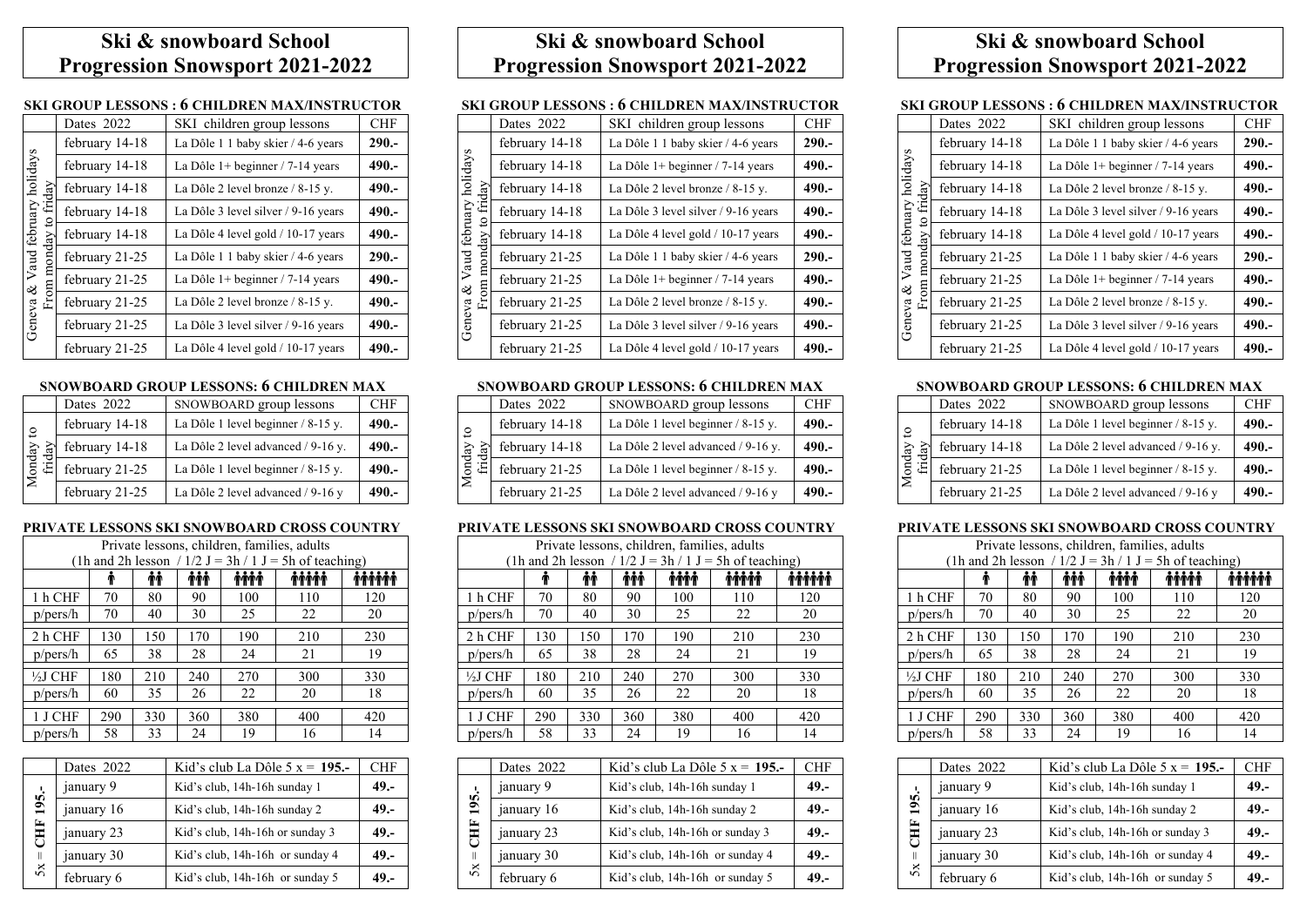# Ski & snowboard School
# Progression Snowsport 2021-2022

### SKI GROUP LESSONS : 6 CHILDREN MAX/INSTRUCTOR

| | Dates 2022 | SKI children group lessons | CHF |
|---|---|---|---|
| Geneva & Vaud february holidays From monday to friday | february 14-18 | La Dôle 1 1 baby skier / 4-6 years | **290.-** |
| | february 14-18 | La Dôle 1+ beginner / 7-14 years | **490.-** |
| | february 14-18 | La Dôle 2 level bronze / 8-15 y. | **490.-** |
| | february 14-18 | La Dôle 3 level silver / 9-16 years | **490.-** |
| | february 14-18 | La Dôle 4 level gold / 10-17 years | **490.-** |
| | february 21-25 | La Dôle 1 1 baby skier / 4-6 years | **290.-** |
| | february 21-25 | La Dôle 1+ beginner / 7-14 years | **490.-** |
| | february 21-25 | La Dôle 2 level bronze / 8-15 y. | **490.-** |
| | february 21-25 | La Dôle 3 level silver / 9-16 years | **490.-** |
| | february 21-25 | La Dôle 4 level gold / 10-17 years | **490.-** |

### SNOWBOARD GROUP LESSONS: 6 CHILDREN MAX

| | Dates 2022 | SNOWBOARD group lessons | CHF |
|---|---|---|---|
| Monday to friday | february 14-18 | La Dôle 1 level beginner / 8-15 y. | **490.-** |
| | february 14-18 | La Dôle 2 level advanced / 9-16 y. | **490.-** |
| | february 21-25 | La Dôle 1 level beginner / 8-15 y. | **490.-** |
| | february 21-25 | La Dôle 2 level advanced / 9-16 y | **490.-** |

### PRIVATE LESSONS SKI SNOWBOARD CROSS COUNTRY

| Private lessons, children, families, adults (1h and 2h lesson / 1/2 J = 3h / 1 J = 5h of teaching) | | | | | | |
|---|---|---|---|---|---|---|
| | 1 | 2 | 3 | 4 | 5 | 6 |
| 1 h CHF | 70 | 80 | 90 | 100 | 110 | 120 |
| p/pers/h | 70 | 40 | 30 | 25 | 22 | 20 |
| 2 h CHF | 130 | 150 | 170 | 190 | 210 | 230 |
| p/pers/h | 65 | 38 | 28 | 24 | 21 | 19 |
| ½J CHF | 180 | 210 | 240 | 270 | 300 | 330 |
| p/pers/h | 60 | 35 | 26 | 22 | 20 | 18 |
| 1 J CHF | 290 | 330 | 360 | 380 | 400 | 420 |
| p/pers/h | 58 | 33 | 24 | 19 | 16 | 14 |

| | Dates 2022 | Kid's club La Dôle 5 x = **195.-** | CHF |
|---|---|---|---|
| **5x = CHF 195.-** | january 9 | Kid's club, 14h-16h sunday 1 | **49.-** |
| | january 16 | Kid's club, 14h-16h sunday 2 | **49.-** |
| | january 23 | Kid's club, 14h-16h or sunday 3 | **49.-** |
| | january 30 | Kid's club, 14h-16h or sunday 4 | **49.-** |
| | february 6 | Kid's club, 14h-16h or sunday 5 | **49.-** |

# Ski & snowboard School
# Progression Snowsport 2021-2022

### SKI GROUP LESSONS : 6 CHILDREN MAX/INSTRUCTOR

| | Dates 2022 | SKI children group lessons | CHF |
|---|---|---|---|
| Geneva & Vaud february holidays From monday to friday | february 14-18 | La Dôle 1 1 baby skier / 4-6 years | **290.-** |
| | february 14-18 | La Dôle 1+ beginner / 7-14 years | **490.-** |
| | february 14-18 | La Dôle 2 level bronze / 8-15 y. | **490.-** |
| | february 14-18 | La Dôle 3 level silver / 9-16 years | **490.-** |
| | february 14-18 | La Dôle 4 level gold / 10-17 years | **490.-** |
| | february 21-25 | La Dôle 1 1 baby skier / 4-6 years | **290.-** |
| | february 21-25 | La Dôle 1+ beginner / 7-14 years | **490.-** |
| | february 21-25 | La Dôle 2 level bronze / 8-15 y. | **490.-** |
| | february 21-25 | La Dôle 3 level silver / 9-16 years | **490.-** |
| | february 21-25 | La Dôle 4 level gold / 10-17 years | **490.-** |

### SNOWBOARD GROUP LESSONS: 6 CHILDREN MAX

| | Dates 2022 | SNOWBOARD group lessons | CHF |
|---|---|---|---|
| Monday to friday | february 14-18 | La Dôle 1 level beginner / 8-15 y. | **490.-** |
| | february 14-18 | La Dôle 2 level advanced / 9-16 y. | **490.-** |
| | february 21-25 | La Dôle 1 level beginner / 8-15 y. | **490.-** |
| | february 21-25 | La Dôle 2 level advanced / 9-16 y | **490.-** |

### PRIVATE LESSONS SKI SNOWBOARD CROSS COUNTRY

| Private lessons, children, families, adults (1h and 2h lesson / 1/2 J = 3h / 1 J = 5h of teaching) | | | | | | |
|---|---|---|---|---|---|---|
| | 1 | 2 | 3 | 4 | 5 | 6 |
| 1 h CHF | 70 | 80 | 90 | 100 | 110 | 120 |
| p/pers/h | 70 | 40 | 30 | 25 | 22 | 20 |
| 2 h CHF | 130 | 150 | 170 | 190 | 210 | 230 |
| p/pers/h | 65 | 38 | 28 | 24 | 21 | 19 |
| ½J CHF | 180 | 210 | 240 | 270 | 300 | 330 |
| p/pers/h | 60 | 35 | 26 | 22 | 20 | 18 |
| 1 J CHF | 290 | 330 | 360 | 380 | 400 | 420 |
| p/pers/h | 58 | 33 | 24 | 19 | 16 | 14 |

| | Dates 2022 | Kid's club La Dôle 5 x = **195.-** | CHF |
|---|---|---|---|
| **5x = CHF 195.-** | january 9 | Kid's club, 14h-16h sunday 1 | **49.-** |
| | january 16 | Kid's club, 14h-16h sunday 2 | **49.-** |
| | january 23 | Kid's club, 14h-16h or sunday 3 | **49.-** |
| | january 30 | Kid's club, 14h-16h or sunday 4 | **49.-** |
| | february 6 | Kid's club, 14h-16h or sunday 5 | **49.-** |

# Ski & snowboard School
# Progression Snowsport 2021-2022

### SKI GROUP LESSONS : 6 CHILDREN MAX/INSTRUCTOR

| | Dates 2022 | SKI children group lessons | CHF |
|---|---|---|---|
| Geneva & Vaud february holidays From monday to friday | february 14-18 | La Dôle 1 1 baby skier / 4-6 years | **290.-** |
| | february 14-18 | La Dôle 1+ beginner / 7-14 years | **490.-** |
| | february 14-18 | La Dôle 2 level bronze / 8-15 y. | **490.-** |
| | february 14-18 | La Dôle 3 level silver / 9-16 years | **490.-** |
| | february 14-18 | La Dôle 4 level gold / 10-17 years | **490.-** |
| | february 21-25 | La Dôle 1 1 baby skier / 4-6 years | **290.-** |
| | february 21-25 | La Dôle 1+ beginner / 7-14 years | **490.-** |
| | february 21-25 | La Dôle 2 level bronze / 8-15 y. | **490.-** |
| | february 21-25 | La Dôle 3 level silver / 9-16 years | **490.-** |
| | february 21-25 | La Dôle 4 level gold / 10-17 years | **490.-** |

### SNOWBOARD GROUP LESSONS: 6 CHILDREN MAX

| | Dates 2022 | SNOWBOARD group lessons | CHF |
|---|---|---|---|
| Monday to friday | february 14-18 | La Dôle 1 level beginner / 8-15 y. | **490.-** |
| | february 14-18 | La Dôle 2 level advanced / 9-16 y. | **490.-** |
| | february 21-25 | La Dôle 1 level beginner / 8-15 y. | **490.-** |
| | february 21-25 | La Dôle 2 level advanced / 9-16 y | **490.-** |

### PRIVATE LESSONS SKI SNOWBOARD CROSS COUNTRY

| Private lessons, children, families, adults (1h and 2h lesson / 1/2 J = 3h / 1 J = 5h of teaching) | | | | | | |
|---|---|---|---|---|---|---|
| | 1 | 2 | 3 | 4 | 5 | 6 |
| 1 h CHF | 70 | 80 | 90 | 100 | 110 | 120 |
| p/pers/h | 70 | 40 | 30 | 25 | 22 | 20 |
| 2 h CHF | 130 | 150 | 170 | 190 | 210 | 230 |
| p/pers/h | 65 | 38 | 28 | 24 | 21 | 19 |
| ½J CHF | 180 | 210 | 240 | 270 | 300 | 330 |
| p/pers/h | 60 | 35 | 26 | 22 | 20 | 18 |
| 1 J CHF | 290 | 330 | 360 | 380 | 400 | 420 |
| p/pers/h | 58 | 33 | 24 | 19 | 16 | 14 |

| | Dates 2022 | Kid's club La Dôle 5 x = **195.-** | CHF |
|---|---|---|---|
| **5x = CHF 195.-** | january 9 | Kid's club, 14h-16h sunday 1 | **49.-** |
| | january 16 | Kid's club, 14h-16h sunday 2 | **49.-** |
| | january 23 | Kid's club, 14h-16h or sunday 3 | **49.-** |
| | january 30 | Kid's club, 14h-16h or sunday 4 | **49.-** |
| | february 6 | Kid's club, 14h-16h or sunday 5 | **49.-** |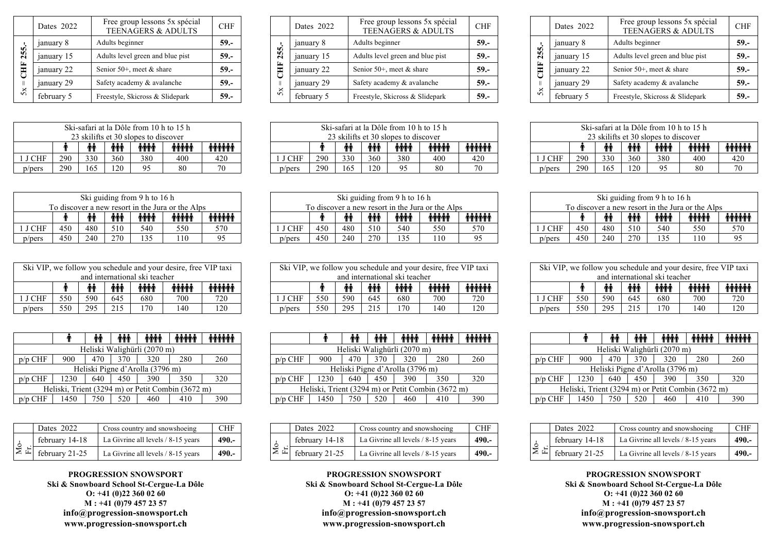| 5x = CHF 255.- | Dates 2022 | Free group lessons 5x spécial TEENAGERS & ADULTS | CHF |
|---|---|---|---|
| | january 8 | Adults beginner | **59.-** |
| | january 15 | Adults level green and blue pist | **59.-** |
| | january 22 | Senior 50+, meet & share | **59.-** |
| | january 29 | Safety academy & avalanche | **59.-** |
| | february 5 | Freestyle, Skicross & Slidepark | **59.-** |

| Ski-safari at la Dôle from 10 h to 15 h 23 skilifts et 30 slopes to discover | | | | | | |
|---|---|---|---|---|---|---|
| | 👤 | 👤👤 | 👤👤👤 | 👤👤👤👤 | 👤👤👤👤👤 | 👤👤👤👤👤👤 |
| 1 J CHF | 290 | 330 | 360 | 380 | 400 | 420 |
| p/pers | 290 | 165 | 120 | 95 | 80 | 70 |

| Ski guiding from 9 h to 16 h To discover a new resort in the Jura or the Alps | | | | | | |
|---|---|---|---|---|---|---|
| | 👤 | 👤👤 | 👤👤👤 | 👤👤👤👤 | 👤👤👤👤👤 | 👤👤👤👤👤👤 |
| 1 J CHF | 450 | 480 | 510 | 540 | 550 | 570 |
| p/pers | 450 | 240 | 270 | 135 | 110 | 95 |

| Ski VIP, we follow you schedule and your desire, free VIP taxi and international ski teacher | | | | | | |
|---|---|---|---|---|---|---|
| | 👤 | 👤👤 | 👤👤👤 | 👤👤👤👤 | 👤👤👤👤👤 | 👤👤👤👤👤👤 |
| 1 J CHF | 550 | 590 | 645 | 680 | 700 | 720 |
| p/pers | 550 | 295 | 215 | 170 | 140 | 120 |

| | 👤 | 👤👤 | 👤👤👤 | 👤👤👤👤 | 👤👤👤👤👤 | 👤👤👤👤👤👤 |
|---|---|---|---|---|---|---|
| Heliski Walighürli (2070 m) | | | | | | |
| p/p CHF | 900 | 470 | 370 | 320 | 280 | 260 |
| Heliski Pigne d'Arolla (3796 m) | | | | | | |
| p/p CHF | 1230 | 640 | 450 | 390 | 350 | 320 |
| Heliski, Trient (3294 m) or Petit Combin (3672 m) | | | | | | |
| p/p CHF | 1450 | 750 | 520 | 460 | 410 | 390 |

| Mo-Fr. | Dates 2022 | Cross country and snowshoeing | CHF |
|---|---|---|---|
| | february 14-18 | La Givrine all levels / 8-15 years | **490.-** |
| | february 21-25 | La Givrine all levels / 8-15 years | **490.-** |

**PROGRESSION SNOWSPORT**
**Ski & Snowboard School St-Cergue-La Dôle**
**O: +41 (0)22 360 02 60**
**M : +41 (0)79 457 23 57**
**info@progression-snowsport.ch**
**www.progression-snowsport.ch**

| 5x = CHF 255.- | Dates 2022 | Free group lessons 5x spécial TEENAGERS & ADULTS | CHF |
|---|---|---|---|
| | january 8 | Adults beginner | **59.-** |
| | january 15 | Adults level green and blue pist | **59.-** |
| | january 22 | Senior 50+, meet & share | **59.-** |
| | january 29 | Safety academy & avalanche | **59.-** |
| | february 5 | Freestyle, Skicross & Slidepark | **59.-** |

| Ski-safari at la Dôle from 10 h to 15 h 23 skilifts et 30 slopes to discover | | | | | | |
|---|---|---|---|---|---|---|
| | 👤 | 👤👤 | 👤👤👤 | 👤👤👤👤 | 👤👤👤👤👤 | 👤👤👤👤👤👤 |
| 1 J CHF | 290 | 330 | 360 | 380 | 400 | 420 |
| p/pers | 290 | 165 | 120 | 95 | 80 | 70 |

| Ski guiding from 9 h to 16 h To discover a new resort in the Jura or the Alps | | | | | | |
|---|---|---|---|---|---|---|
| | 👤 | 👤👤 | 👤👤👤 | 👤👤👤👤 | 👤👤👤👤👤 | 👤👤👤👤👤👤 |
| 1 J CHF | 450 | 480 | 510 | 540 | 550 | 570 |
| p/pers | 450 | 240 | 270 | 135 | 110 | 95 |

| Ski VIP, we follow you schedule and your desire, free VIP taxi and international ski teacher | | | | | | |
|---|---|---|---|---|---|---|
| | 👤 | 👤👤 | 👤👤👤 | 👤👤👤👤 | 👤👤👤👤👤 | 👤👤👤👤👤👤 |
| 1 J CHF | 550 | 590 | 645 | 680 | 700 | 720 |
| p/pers | 550 | 295 | 215 | 170 | 140 | 120 |

| | 👤 | 👤👤 | 👤👤👤 | 👤👤👤👤 | 👤👤👤👤👤 | 👤👤👤👤👤👤 |
|---|---|---|---|---|---|---|
| Heliski Walighürli (2070 m) | | | | | | |
| p/p CHF | 900 | 470 | 370 | 320 | 280 | 260 |
| Heliski Pigne d'Arolla (3796 m) | | | | | | |
| p/p CHF | 1230 | 640 | 450 | 390 | 350 | 320 |
| Heliski, Trient (3294 m) or Petit Combin (3672 m) | | | | | | |
| p/p CHF | 1450 | 750 | 520 | 460 | 410 | 390 |

| Mo-Fr. | Dates 2022 | Cross country and snowshoeing | CHF |
|---|---|---|---|
| | february 14-18 | La Givrine all levels / 8-15 years | **490.-** |
| | february 21-25 | La Givrine all levels / 8-15 years | **490.-** |

**PROGRESSION SNOWSPORT**
**Ski & Snowboard School St-Cergue-La Dôle**
**O: +41 (0)22 360 02 60**
**M : +41 (0)79 457 23 57**
**info@progression-snowsport.ch**
**www.progression-snowsport.ch**

| 5x = CHF 255.- | Dates 2022 | Free group lessons 5x spécial TEENAGERS & ADULTS | CHF |
|---|---|---|---|
| | january 8 | Adults beginner | **59.-** |
| | january 15 | Adults level green and blue pist | **59.-** |
| | january 22 | Senior 50+, meet & share | **59.-** |
| | january 29 | Safety academy & avalanche | **59.-** |
| | february 5 | Freestyle, Skicross & Slidepark | **59.-** |

| Ski-safari at la Dôle from 10 h to 15 h 23 skilifts et 30 slopes to discover | | | | | | |
|---|---|---|---|---|---|---|
| | 👤 | 👤👤 | 👤👤👤 | 👤👤👤👤 | 👤👤👤👤👤 | 👤👤👤👤👤👤 |
| 1 J CHF | 290 | 330 | 360 | 380 | 400 | 420 |
| p/pers | 290 | 165 | 120 | 95 | 80 | 70 |

| Ski guiding from 9 h to 16 h To discover a new resort in the Jura or the Alps | | | | | | |
|---|---|---|---|---|---|---|
| | 👤 | 👤👤 | 👤👤👤 | 👤👤👤👤 | 👤👤👤👤👤 | 👤👤👤👤👤👤 |
| 1 J CHF | 450 | 480 | 510 | 540 | 550 | 570 |
| p/pers | 450 | 240 | 270 | 135 | 110 | 95 |

| Ski VIP, we follow you schedule and your desire, free VIP taxi and international ski teacher | | | | | | |
|---|---|---|---|---|---|---|
| | 👤 | 👤👤 | 👤👤👤 | 👤👤👤👤 | 👤👤👤👤👤 | 👤👤👤👤👤👤 |
| 1 J CHF | 550 | 590 | 645 | 680 | 700 | 720 |
| p/pers | 550 | 295 | 215 | 170 | 140 | 120 |

| | 👤 | 👤👤 | 👤👤👤 | 👤👤👤👤 | 👤👤👤👤👤 | 👤👤👤👤👤👤 |
|---|---|---|---|---|---|---|
| Heliski Walighürli (2070 m) | | | | | | |
| p/p CHF | 900 | 470 | 370 | 320 | 280 | 260 |
| Heliski Pigne d'Arolla (3796 m) | | | | | | |
| p/p CHF | 1230 | 640 | 450 | 390 | 350 | 320 |
| Heliski, Trient (3294 m) or Petit Combin (3672 m) | | | | | | |
| p/p CHF | 1450 | 750 | 520 | 460 | 410 | 390 |

| Mo-Fr. | Dates 2022 | Cross country and snowshoeing | CHF |
|---|---|---|---|
| | february 14-18 | La Givrine all levels / 8-15 years | **490.-** |
| | february 21-25 | La Givrine all levels / 8-15 years | **490.-** |

**PROGRESSION SNOWSPORT**
**Ski & Snowboard School St-Cergue-La Dôle**
**O: +41 (0)22 360 02 60**
**M : +41 (0)79 457 23 57**
**info@progression-snowsport.ch**
**www.progression-snowsport.ch**